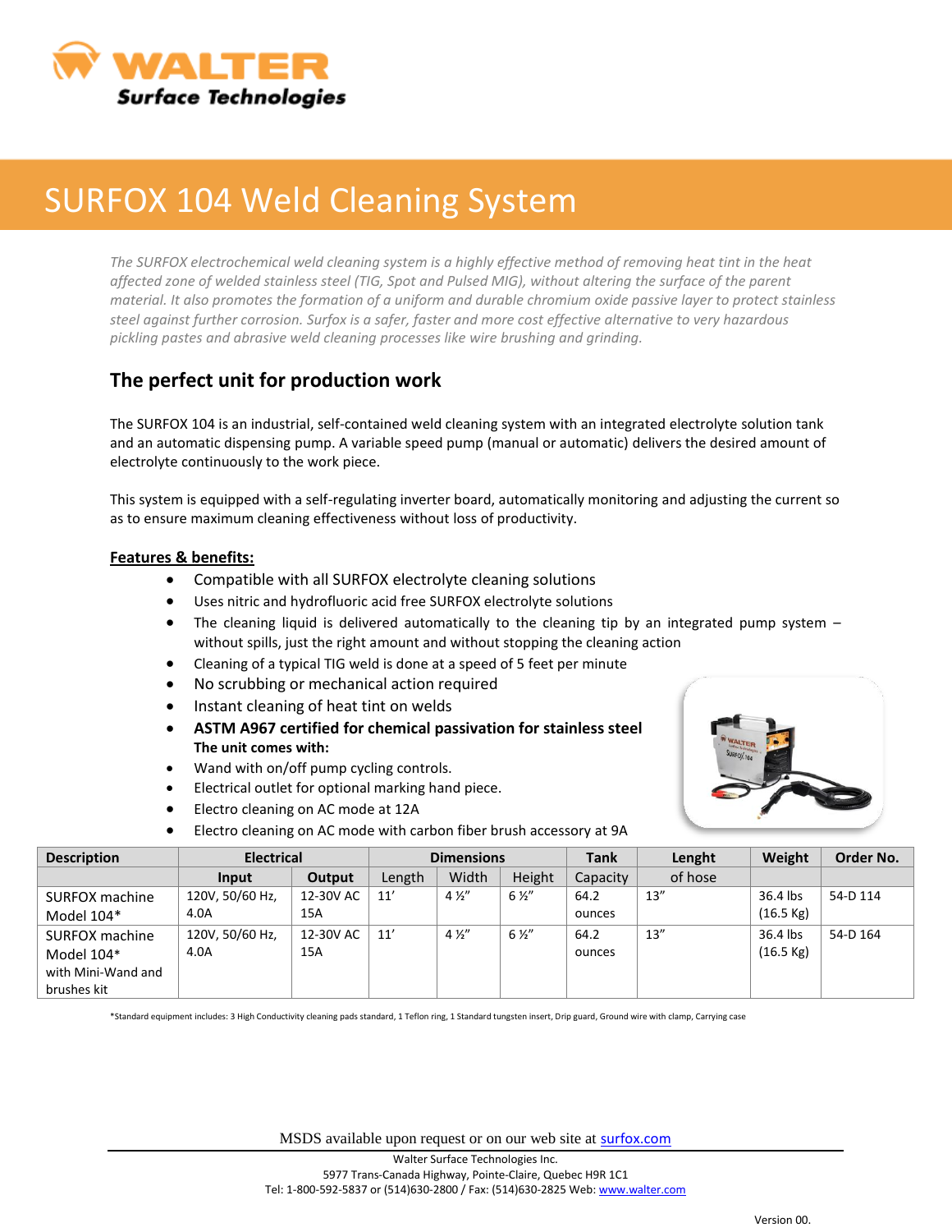# SURFOX 104 Weld Cleaning System

*The SURFOX electrochemical weld cleaning system is a highly effective method of removing heat tint in the heat affected zone of welded stainless steel (TIG, Spot and Pulsed MIG), without altering the surface of the parent material. It also promotes the formation of a uniform and durable chromium oxide passive layer to protect stainless steel against further corrosion. Surfox is a safer, faster and more cost effective alternative to very hazardous pickling pastes and abrasive weld cleaning processes like wire brushing and grinding.*

## The perfect unit for production work

The SURFOX 104 is an industrial, self-contained weld cleaning system with an integrated electrolyte solution tank and an automatic dispensing pump. A variable speed pump (manual or automatic) delivers the desired amount of electrolyte continuously to the work piece.

This system is equipped with a self-regulating inverter board, automatically monitoring and adjusting the current so as to ensure maximum cleaning effectiveness without loss of productivity.

**Features & benefits:**

- Compatible with all SURFOX electrolyte cleaning solutions
- Uses nitric and hydrofluoric acid free SURFOX electrolyte solutions
- The cleaning liquid is delivered automatically to the cleaning tip by an integrated pump system – without spills, just the right amount and without stopping the cleaning action
- Cleaning of a typical TIG weld is done at a speed of 5 feet per minute
- No scrubbing or mechanical action required
- Instant cleaning of heat tint on welds
- **ASTM A967 certified for chemical passivation for stainless steel**

**The unit comes with:**

- Wand with on/off pump cycling controls.
- Electrical outlet for optional marking hand piece.
- Electro cleaning on AC mode at 12A
- Electro cleaning on AC mode with carbon fiber brush accessory at 9A

| Description | Electrical | | Dimensions | | | Tank | Lenght | Weight | Order No. |
|---|---|---|---|---|---|---|---|---|---|
| | Input | Output | Length | Width | Height | Capacity | of hose | | |
| SURFOX machine Model 104* | 120V, 50/60 Hz, 4.0A | 12-30V AC 15A | 11′ | 4 ½″ | 6 ½″ | 64.2 ounces | 13″ | 36.4 lbs (16.5 Kg) | 54-D 114 |
| SURFOX machine Model 104* with Mini-Wand and brushes kit | 120V, 50/60 Hz, 4.0A | 12-30V AC 15A | 11′ | 4 ½″ | 6 ½″ | 64.2 ounces | 13″ | 36.4 lbs (16.5 Kg) | 54-D 164 |

*Standard equipment includes: 3 High Conductivity cleaning pads standard, 1 Teflon ring, 1 Standard tungsten insert, Drip guard, Ground wire with clamp, Carrying case

MSDS available upon request or on our web site at surfox.com

Walter Surface Technologies Inc.
5977 Trans-Canada Highway, Pointe-Claire, Quebec H9R 1C1
Tel: 1-800-592-5837 or (514)630-2800 / Fax: (514)630-2825 Web: www.walter.com

Version 00.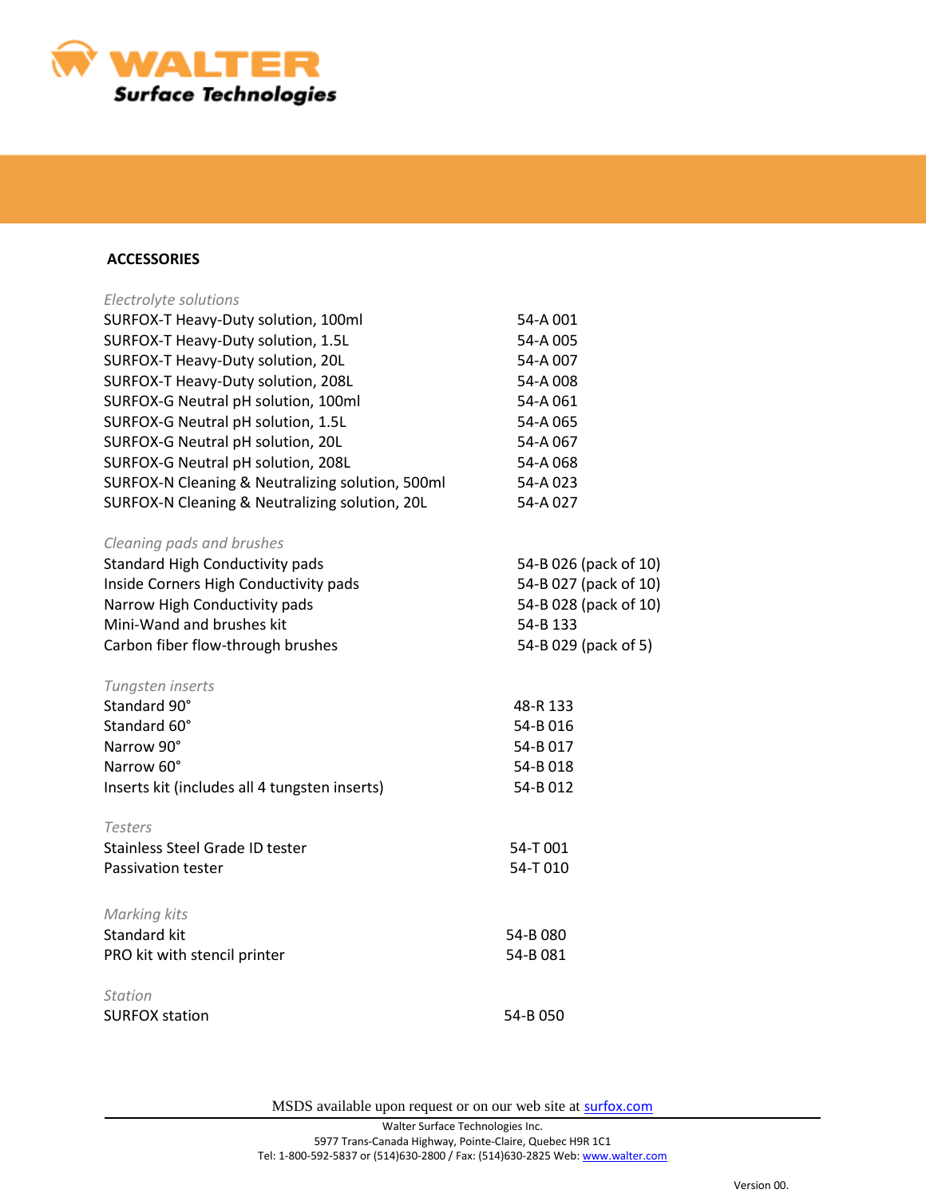## ACCESSORIES

| | |
|---|---|
| *Electrolyte solutions* | |
| SURFOX-T Heavy-Duty solution, 100ml | 54-A 001 |
| SURFOX-T Heavy-Duty solution, 1.5L | 54-A 005 |
| SURFOX-T Heavy-Duty solution, 20L | 54-A 007 |
| SURFOX-T Heavy-Duty solution, 208L | 54-A 008 |
| SURFOX-G Neutral pH solution, 100ml | 54-A 061 |
| SURFOX-G Neutral pH solution, 1.5L | 54-A 065 |
| SURFOX-G Neutral pH solution, 20L | 54-A 067 |
| SURFOX-G Neutral pH solution, 208L | 54-A 068 |
| SURFOX-N Cleaning & Neutralizing solution, 500ml | 54-A 023 |
| SURFOX-N Cleaning & Neutralizing solution, 20L | 54-A 027 |
| *Cleaning pads and brushes* | |
| Standard High Conductivity pads | 54-B 026 (pack of 10) |
| Inside Corners High Conductivity pads | 54-B 027 (pack of 10) |
| Narrow High Conductivity pads | 54-B 028 (pack of 10) |
| Mini-Wand and brushes kit | 54-B 133 |
| Carbon fiber flow-through brushes | 54-B 029 (pack of 5) |
| *Tungsten inserts* | |
| Standard 90° | 48-R 133 |
| Standard 60° | 54-B 016 |
| Narrow 90° | 54-B 017 |
| Narrow 60° | 54-B 018 |
| Inserts kit (includes all 4 tungsten inserts) | 54-B 012 |
| *Testers* | |
| Stainless Steel Grade ID tester | 54-T 001 |
| Passivation tester | 54-T 010 |
| *Marking kits* | |
| Standard kit | 54-B 080 |
| PRO kit with stencil printer | 54-B 081 |
| *Station* | |
| SURFOX station | 54-B 050 |

MSDS available upon request or on our web site at surfox.com

Walter Surface Technologies Inc.
5977 Trans-Canada Highway, Pointe-Claire, Quebec H9R 1C1
Tel: 1-800-592-5837 or (514)630-2800 / Fax: (514)630-2825 Web: www.walter.com

Version 00.